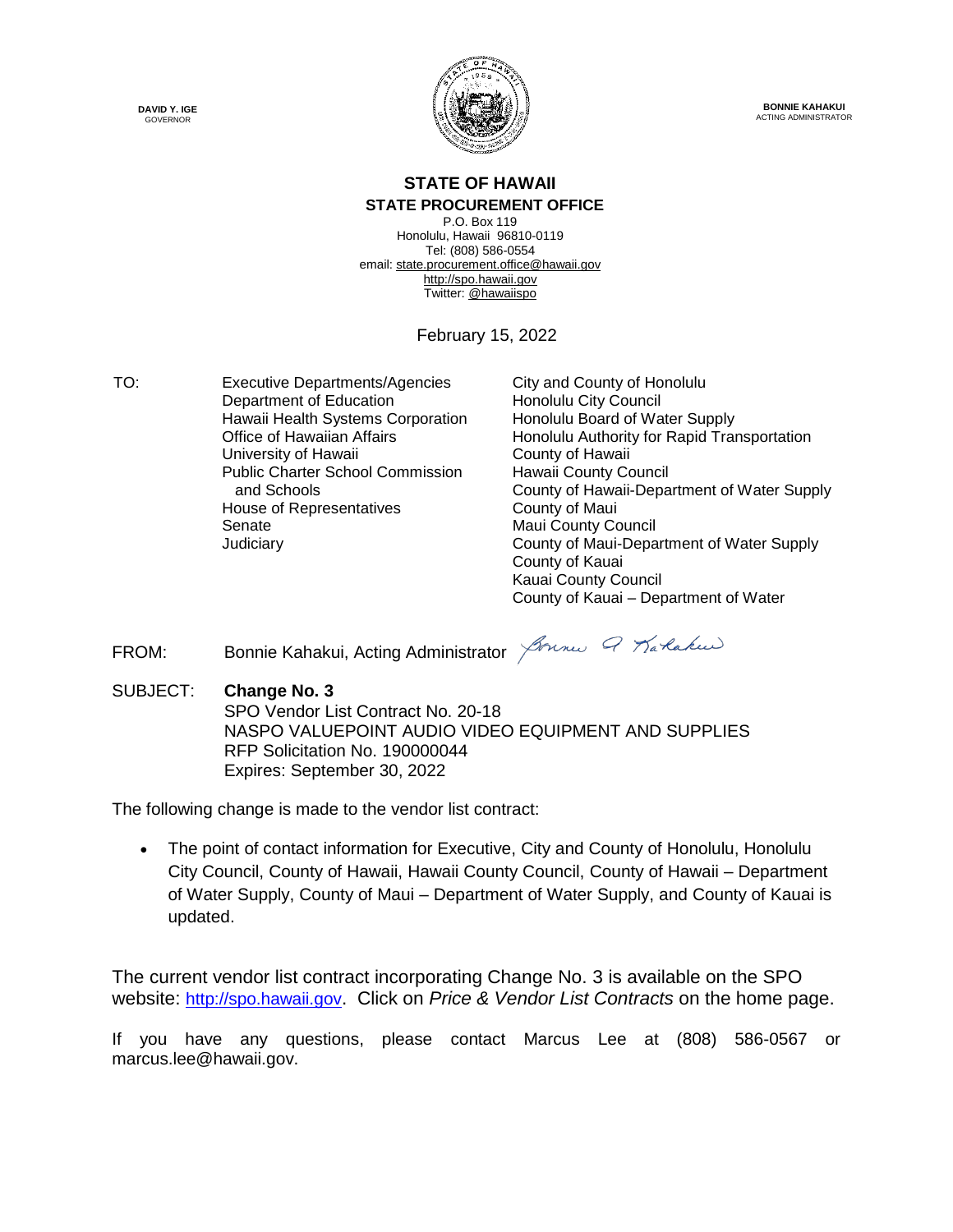**DAVID Y. IGE**
GOVERNOR

**BONNIE KAHAKUI**
ACTING ADMINISTRATOR

## STATE OF HAWAII
### STATE PROCUREMENT OFFICE

P.O. Box 119
Honolulu, Hawaii 96810-0119
Tel: (808) 586-0554
email: state.procurement.office@hawaii.gov
http://spo.hawaii.gov
Twitter: @hawaiispo

February 15, 2022

TO:

Executive Departments/Agencies
Department of Education
Hawaii Health Systems Corporation
Office of Hawaiian Affairs
University of Hawaii
Public Charter School Commission and Schools
House of Representatives
Senate
Judiciary

City and County of Honolulu
Honolulu City Council
Honolulu Board of Water Supply
Honolulu Authority for Rapid Transportation
County of Hawaii
Hawaii County Council
County of Hawaii-Department of Water Supply
County of Maui
Maui County Council
County of Maui-Department of Water Supply
County of Kauai
Kauai County Council
County of Kauai – Department of Water

FROM: Bonnie Kahakui, Acting Administrator

SUBJECT: **Change No. 3**
SPO Vendor List Contract No. 20-18
NASPO VALUEPOINT AUDIO VIDEO EQUIPMENT AND SUPPLIES
RFP Solicitation No. 190000044
Expires: September 30, 2022

The following change is made to the vendor list contract:

- The point of contact information for Executive, City and County of Honolulu, Honolulu City Council, County of Hawaii, Hawaii County Council, County of Hawaii – Department of Water Supply, County of Maui – Department of Water Supply, and County of Kauai is updated.

The current vendor list contract incorporating Change No. 3 is available on the SPO website: http://spo.hawaii.gov. Click on *Price & Vendor List Contracts* on the home page.

If you have any questions, please contact Marcus Lee at (808) 586-0567 or marcus.lee@hawaii.gov.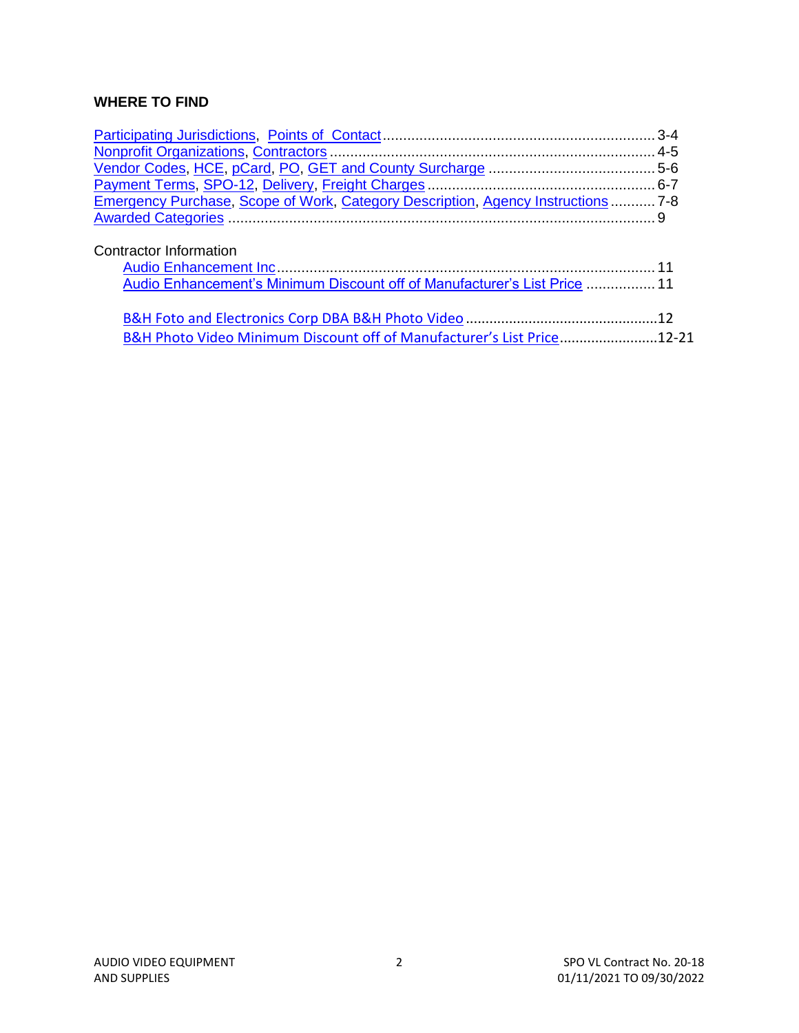**WHERE TO FIND**

Participating Jurisdictions, Points of Contact ........ 3-4
Nonprofit Organizations, Contractors ........ 4-5
Vendor Codes, HCE, pCard, PO, GET and County Surcharge ........ 5-6
Payment Terms, SPO-12, Delivery, Freight Charges ........ 6-7
Emergency Purchase, Scope of Work, Category Description, Agency Instructions ........ 7-8
Awarded Categories ........ 9

Contractor Information

- Audio Enhancement Inc ........ 11
- Audio Enhancement's Minimum Discount off of Manufacturer's List Price ........ 11

- B&H Foto and Electronics Corp DBA B&H Photo Video ........ 12
- B&H Photo Video Minimum Discount off of Manufacturer's List Price ........ 12-21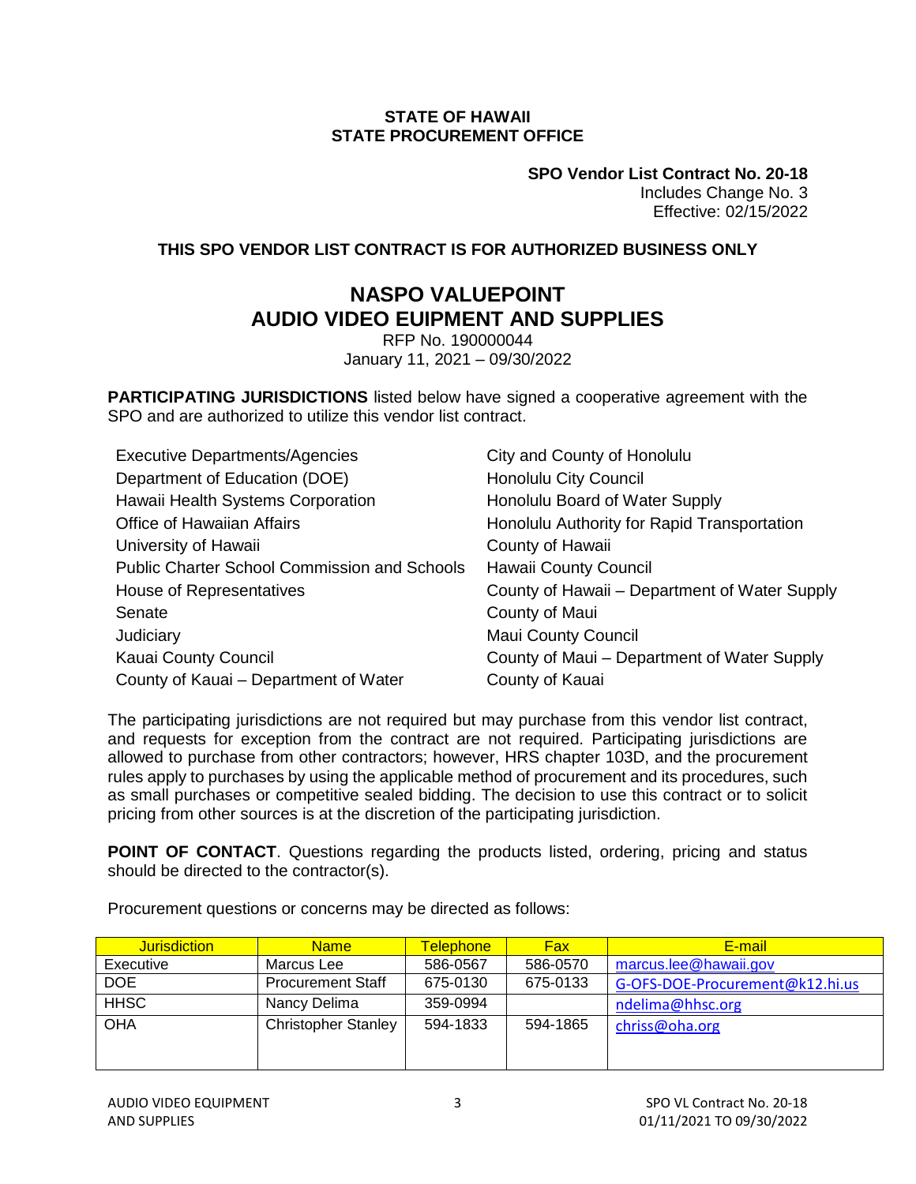**STATE OF HAWAII**
**STATE PROCUREMENT OFFICE**

**SPO Vendor List Contract No. 20-18**
Includes Change No. 3
Effective: 02/15/2022

**THIS SPO VENDOR LIST CONTRACT IS FOR AUTHORIZED BUSINESS ONLY**

# NASPO VALUEPOINT AUDIO VIDEO EUIPMENT AND SUPPLIES

RFP No. 190000044
January 11, 2021 – 09/30/2022

**PARTICIPATING JURISDICTIONS** listed below have signed a cooperative agreement with the SPO and are authorized to utilize this vendor list contract.

- Executive Departments/Agencies
- Department of Education (DOE)
- Hawaii Health Systems Corporation
- Office of Hawaiian Affairs
- University of Hawaii
- Public Charter School Commission and Schools
- House of Representatives
- Senate
- Judiciary
- Kauai County Council
- County of Kauai – Department of Water
- City and County of Honolulu
- Honolulu City Council
- Honolulu Board of Water Supply
- Honolulu Authority for Rapid Transportation
- County of Hawaii
- Hawaii County Council
- County of Hawaii – Department of Water Supply
- County of Maui
- Maui County Council
- County of Maui – Department of Water Supply
- County of Kauai

The participating jurisdictions are not required but may purchase from this vendor list contract, and requests for exception from the contract are not required. Participating jurisdictions are allowed to purchase from other contractors; however, HRS chapter 103D, and the procurement rules apply to purchases by using the applicable method of procurement and its procedures, such as small purchases or competitive sealed bidding. The decision to use this contract or to solicit pricing from other sources is at the discretion of the participating jurisdiction.

**POINT OF CONTACT**. Questions regarding the products listed, ordering, pricing and status should be directed to the contractor(s).

Procurement questions or concerns may be directed as follows:

| Jurisdiction | Name | Telephone | Fax | E-mail |
|---|---|---|---|---|
| Executive | Marcus Lee | 586-0567 | 586-0570 | marcus.lee@hawaii.gov |
| DOE | Procurement Staff | 675-0130 | 675-0133 | G-OFS-DOE-Procurement@k12.hi.us |
| HHSC | Nancy Delima | 359-0994 | | ndelima@hhsc.org |
| OHA | Christopher Stanley | 594-1833 | 594-1865 | chriss@oha.org |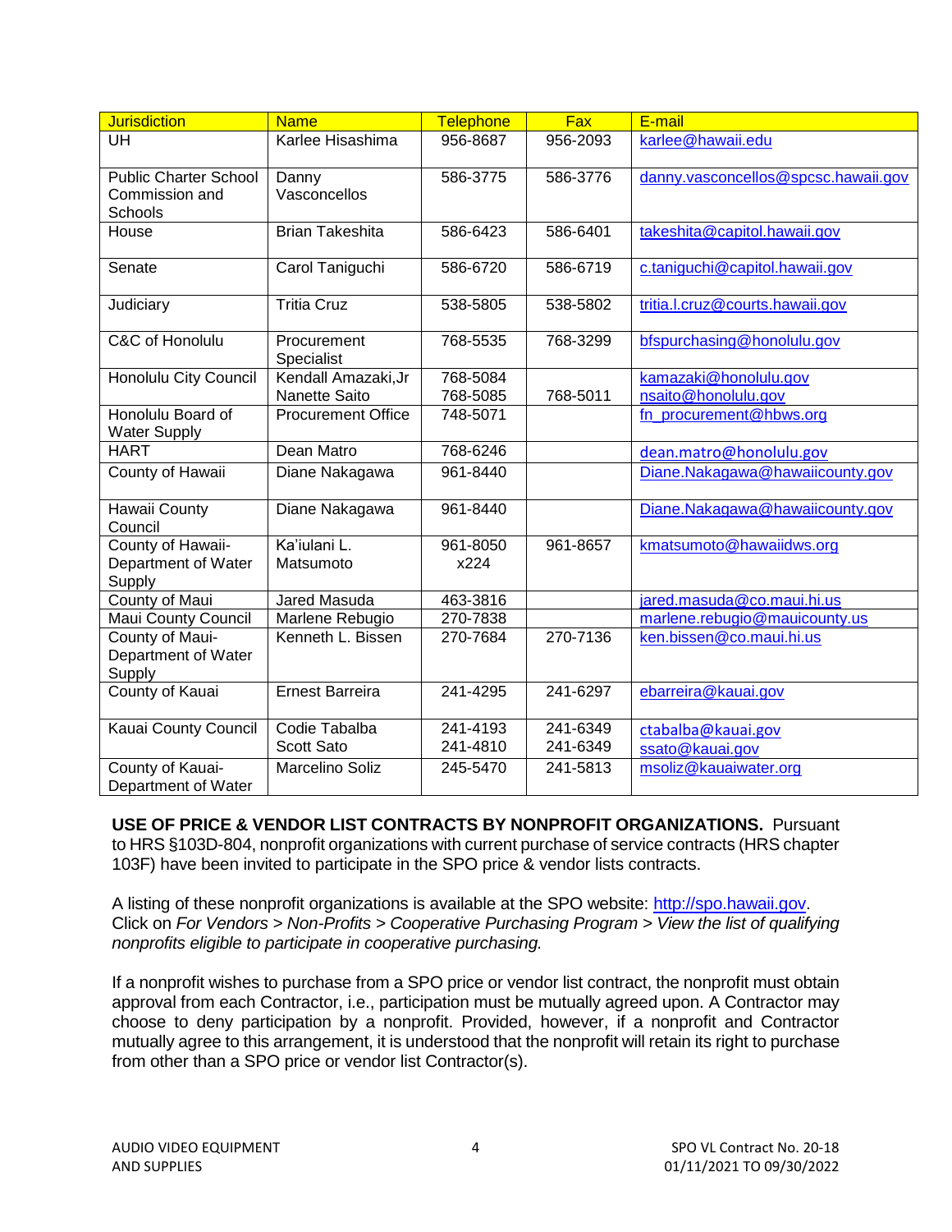| Jurisdiction | Name | Telephone | Fax | E-mail |
|---|---|---|---|---|
| UH | Karlee Hisashima | 956-8687 | 956-2093 | karlee@hawaii.edu |
| Public Charter School Commission and Schools | Danny Vasconcellos | 586-3775 | 586-3776 | danny.vasconcellos@spcsc.hawaii.gov |
| House | Brian Takeshita | 586-6423 | 586-6401 | takeshita@capitol.hawaii.gov |
| Senate | Carol Taniguchi | 586-6720 | 586-6719 | c.taniguchi@capitol.hawaii.gov |
| Judiciary | Tritia Cruz | 538-5805 | 538-5802 | tritia.l.cruz@courts.hawaii.gov |
| C&C of Honolulu | Procurement Specialist | 768-5535 | 768-3299 | bfspurchasing@honolulu.gov |
| Honolulu City Council | Kendall Amazaki,Jr<br>Nanette Saito | 768-5084<br>768-5085 | 768-5011 | kamazaki@honolulu.gov<br>nsaito@honolulu.gov |
| Honolulu Board of Water Supply | Procurement Office | 748-5071 | | fn_procurement@hbws.org |
| HART | Dean Matro | 768-6246 | | dean.matro@honolulu.gov |
| County of Hawaii | Diane Nakagawa | 961-8440 | | Diane.Nakagawa@hawaiicounty.gov |
| Hawaii County Council | Diane Nakagawa | 961-8440 | | Diane.Nakagawa@hawaiicounty.gov |
| County of Hawaii-Department of Water Supply | Ka'iulani L. Matsumoto | 961-8050 x224 | 961-8657 | kmatsumoto@hawaiidws.org |
| County of Maui | Jared Masuda | 463-3816 | | jared.masuda@co.maui.hi.us |
| Maui County Council | Marlene Rebugio | 270-7838 | | marlene.rebugio@mauicounty.us |
| County of Maui-Department of Water Supply | Kenneth L. Bissen | 270-7684 | 270-7136 | ken.bissen@co.maui.hi.us |
| County of Kauai | Ernest Barreira | 241-4295 | 241-6297 | ebarreira@kauai.gov |
| Kauai County Council | Codie Tabalba<br>Scott Sato | 241-4193<br>241-4810 | 241-6349<br>241-6349 | ctabalba@kauai.gov<br>ssato@kauai.gov |
| County of Kauai-Department of Water | Marcelino Soliz | 245-5470 | 241-5813 | msoliz@kauaiwater.org |

**USE OF PRICE & VENDOR LIST CONTRACTS BY NONPROFIT ORGANIZATIONS.** Pursuant to HRS §103D-804, nonprofit organizations with current purchase of service contracts (HRS chapter 103F) have been invited to participate in the SPO price & vendor lists contracts.

A listing of these nonprofit organizations is available at the SPO website: http://spo.hawaii.gov. Click on *For Vendors > Non-Profits > Cooperative Purchasing Program > View the list of qualifying nonprofits eligible to participate in cooperative purchasing.*

If a nonprofit wishes to purchase from a SPO price or vendor list contract, the nonprofit must obtain approval from each Contractor, i.e., participation must be mutually agreed upon. A Contractor may choose to deny participation by a nonprofit. Provided, however, if a nonprofit and Contractor mutually agree to this arrangement, it is understood that the nonprofit will retain its right to purchase from other than a SPO price or vendor list Contractor(s).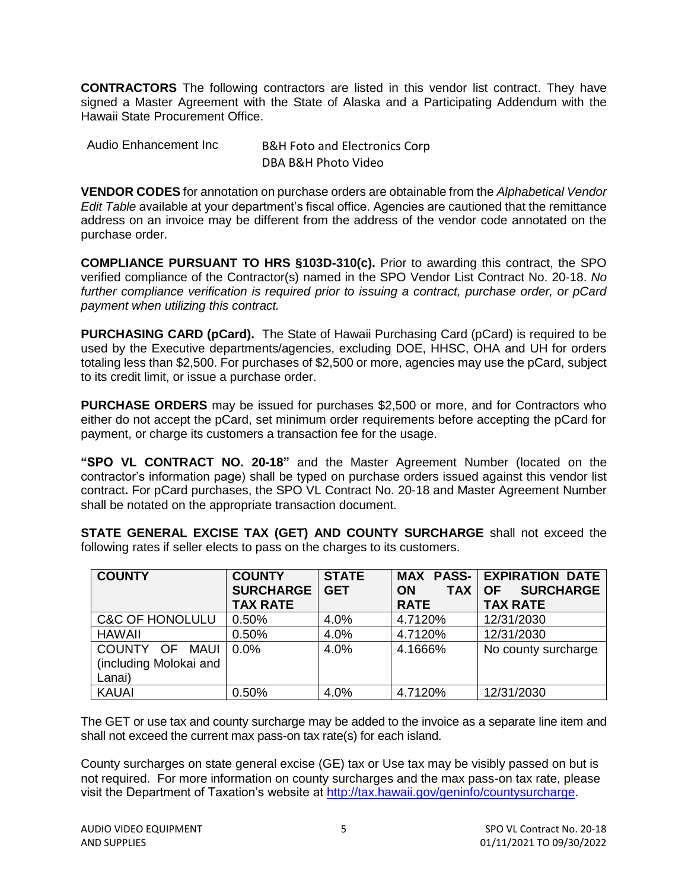**CONTRACTORS** The following contractors are listed in this vendor list contract. They have signed a Master Agreement with the State of Alaska and a Participating Addendum with the Hawaii State Procurement Office.

| | |
|---|---|
| Audio Enhancement Inc | B&H Foto and Electronics Corp DBA B&H Photo Video |

**VENDOR CODES** for annotation on purchase orders are obtainable from the *Alphabetical Vendor Edit Table* available at your department's fiscal office. Agencies are cautioned that the remittance address on an invoice may be different from the address of the vendor code annotated on the purchase order.

**COMPLIANCE PURSUANT TO HRS §103D-310(c).** Prior to awarding this contract, the SPO verified compliance of the Contractor(s) named in the SPO Vendor List Contract No. 20-18. *No further compliance verification is required prior to issuing a contract, purchase order, or pCard payment when utilizing this contract.*

**PURCHASING CARD (pCard).** The State of Hawaii Purchasing Card (pCard) is required to be used by the Executive departments/agencies, excluding DOE, HHSC, OHA and UH for orders totaling less than $2,500. For purchases of $2,500 or more, agencies may use the pCard, subject to its credit limit, or issue a purchase order.

**PURCHASE ORDERS** may be issued for purchases $2,500 or more, and for Contractors who either do not accept the pCard, set minimum order requirements before accepting the pCard for payment, or charge its customers a transaction fee for the usage.

**"SPO VL CONTRACT NO. 20-18"** and the Master Agreement Number (located on the contractor's information page) shall be typed on purchase orders issued against this vendor list contract**.** For pCard purchases, the SPO VL Contract No. 20-18 and Master Agreement Number shall be notated on the appropriate transaction document.

**STATE GENERAL EXCISE TAX (GET) AND COUNTY SURCHARGE** shall not exceed the following rates if seller elects to pass on the charges to its customers.

| COUNTY | COUNTY SURCHARGE TAX RATE | STATE GET | MAX PASS-ON TAX RATE | EXPIRATION DATE OF SURCHARGE TAX RATE |
|---|---|---|---|---|
| C&C OF HONOLULU | 0.50% | 4.0% | 4.7120% | 12/31/2030 |
| HAWAII | 0.50% | 4.0% | 4.7120% | 12/31/2030 |
| COUNTY OF MAUI (including Molokai and Lanai) | 0.0% | 4.0% | 4.1666% | No county surcharge |
| KAUAI | 0.50% | 4.0% | 4.7120% | 12/31/2030 |

The GET or use tax and county surcharge may be added to the invoice as a separate line item and shall not exceed the current max pass-on tax rate(s) for each island.

County surcharges on state general excise (GE) tax or Use tax may be visibly passed on but is not required. For more information on county surcharges and the max pass-on tax rate, please visit the Department of Taxation's website at http://tax.hawaii.gov/geninfo/countysurcharge.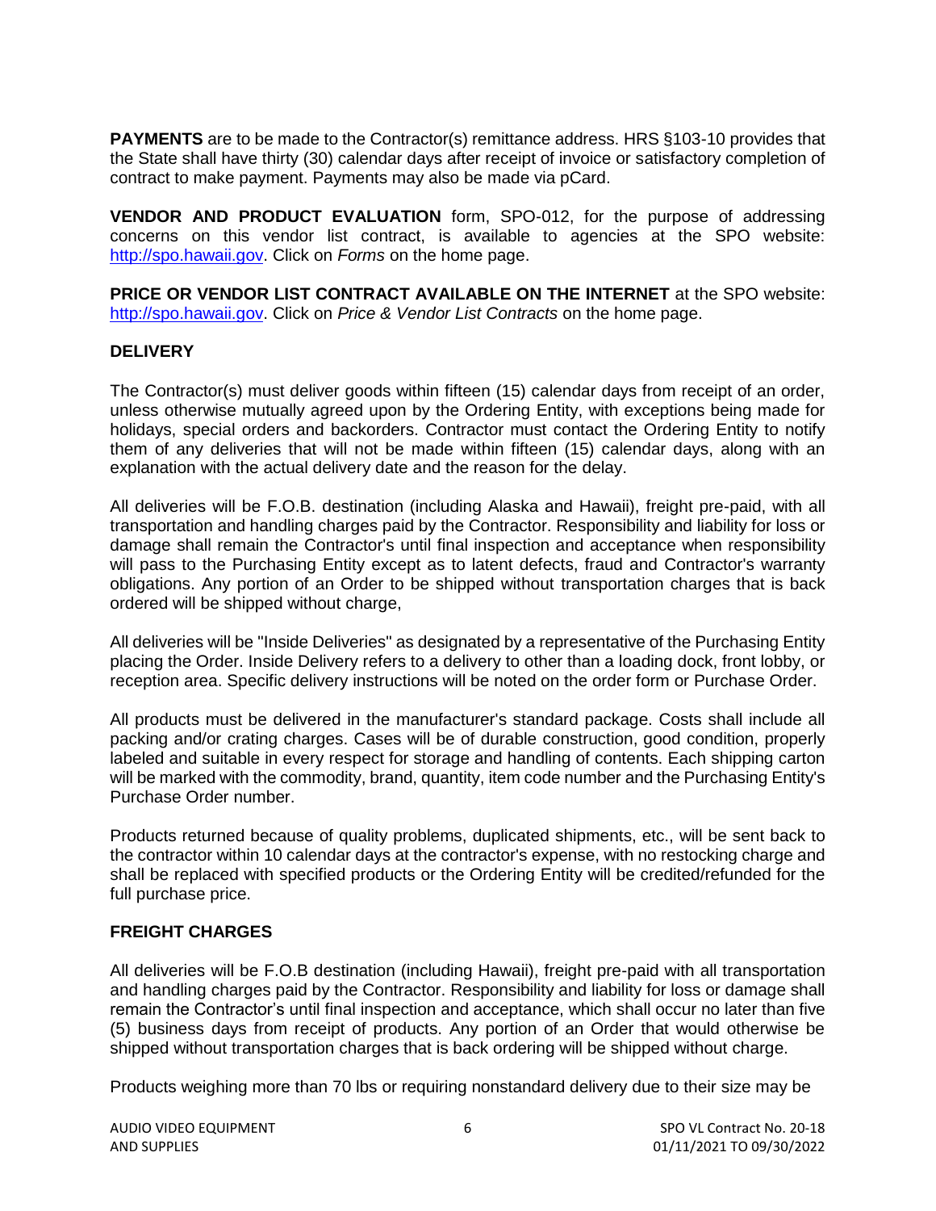**PAYMENTS** are to be made to the Contractor(s) remittance address. HRS §103-10 provides that the State shall have thirty (30) calendar days after receipt of invoice or satisfactory completion of contract to make payment. Payments may also be made via pCard.

**VENDOR AND PRODUCT EVALUATION** form, SPO-012, for the purpose of addressing concerns on this vendor list contract, is available to agencies at the SPO website: http://spo.hawaii.gov. Click on *Forms* on the home page.

**PRICE OR VENDOR LIST CONTRACT AVAILABLE ON THE INTERNET** at the SPO website: http://spo.hawaii.gov. Click on *Price & Vendor List Contracts* on the home page.

## DELIVERY

The Contractor(s) must deliver goods within fifteen (15) calendar days from receipt of an order, unless otherwise mutually agreed upon by the Ordering Entity, with exceptions being made for holidays, special orders and backorders. Contractor must contact the Ordering Entity to notify them of any deliveries that will not be made within fifteen (15) calendar days, along with an explanation with the actual delivery date and the reason for the delay.

All deliveries will be F.O.B. destination (including Alaska and Hawaii), freight pre-paid, with all transportation and handling charges paid by the Contractor. Responsibility and liability for loss or damage shall remain the Contractor's until final inspection and acceptance when responsibility will pass to the Purchasing Entity except as to latent defects, fraud and Contractor's warranty obligations. Any portion of an Order to be shipped without transportation charges that is back ordered will be shipped without charge,

All deliveries will be "Inside Deliveries" as designated by a representative of the Purchasing Entity placing the Order. Inside Delivery refers to a delivery to other than a loading dock, front lobby, or reception area. Specific delivery instructions will be noted on the order form or Purchase Order.

All products must be delivered in the manufacturer's standard package. Costs shall include all packing and/or crating charges. Cases will be of durable construction, good condition, properly labeled and suitable in every respect for storage and handling of contents. Each shipping carton will be marked with the commodity, brand, quantity, item code number and the Purchasing Entity's Purchase Order number.

Products returned because of quality problems, duplicated shipments, etc., will be sent back to the contractor within 10 calendar days at the contractor's expense, with no restocking charge and shall be replaced with specified products or the Ordering Entity will be credited/refunded for the full purchase price.

## FREIGHT CHARGES

All deliveries will be F.O.B destination (including Hawaii), freight pre-paid with all transportation and handling charges paid by the Contractor. Responsibility and liability for loss or damage shall remain the Contractor's until final inspection and acceptance, which shall occur no later than five (5) business days from receipt of products. Any portion of an Order that would otherwise be shipped without transportation charges that is back ordering will be shipped without charge.

Products weighing more than 70 lbs or requiring nonstandard delivery due to their size may be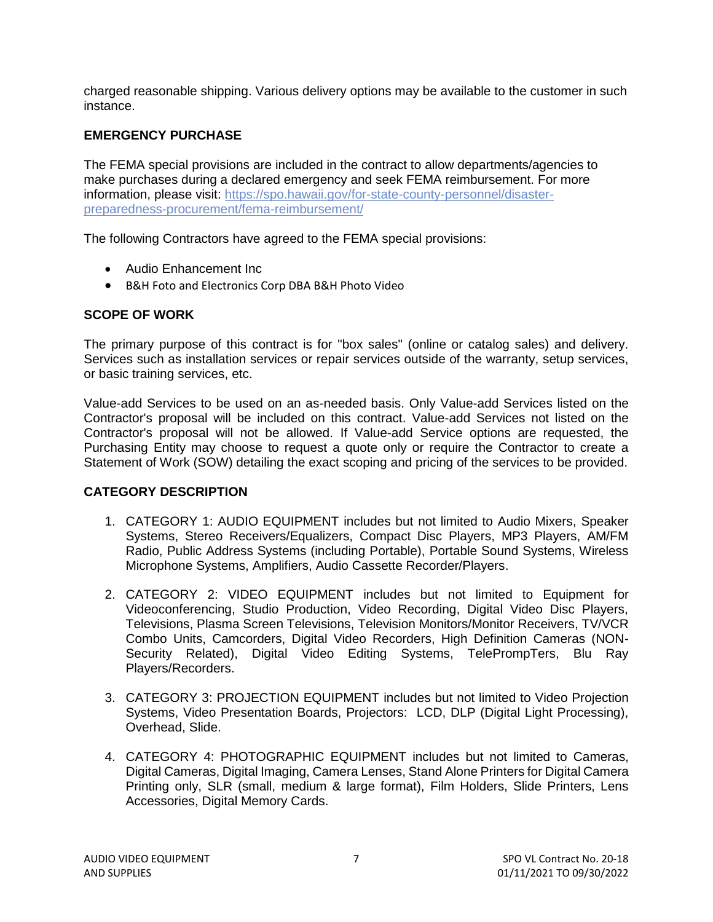charged reasonable shipping. Various delivery options may be available to the customer in such instance.

## EMERGENCY PURCHASE

The FEMA special provisions are included in the contract to allow departments/agencies to make purchases during a declared emergency and seek FEMA reimbursement. For more information, please visit: [https://spo.hawaii.gov/for-state-county-personnel/disaster-preparedness-procurement/fema-reimbursement/](https://spo.hawaii.gov/for-state-county-personnel/disaster-preparedness-procurement/fema-reimbursement/)

The following Contractors have agreed to the FEMA special provisions:

- Audio Enhancement Inc
- B&H Foto and Electronics Corp DBA B&H Photo Video

## SCOPE OF WORK

The primary purpose of this contract is for "box sales" (online or catalog sales) and delivery. Services such as installation services or repair services outside of the warranty, setup services, or basic training services, etc.

Value-add Services to be used on an as-needed basis. Only Value-add Services listed on the Contractor's proposal will be included on this contract. Value-add Services not listed on the Contractor's proposal will not be allowed. If Value-add Service options are requested, the Purchasing Entity may choose to request a quote only or require the Contractor to create a Statement of Work (SOW) detailing the exact scoping and pricing of the services to be provided.

## CATEGORY DESCRIPTION

1. CATEGORY 1: AUDIO EQUIPMENT includes but not limited to Audio Mixers, Speaker Systems, Stereo Receivers/Equalizers, Compact Disc Players, MP3 Players, AM/FM Radio, Public Address Systems (including Portable), Portable Sound Systems, Wireless Microphone Systems, Amplifiers, Audio Cassette Recorder/Players.

2. CATEGORY 2: VIDEO EQUIPMENT includes but not limited to Equipment for Videoconferencing, Studio Production, Video Recording, Digital Video Disc Players, Televisions, Plasma Screen Televisions, Television Monitors/Monitor Receivers, TV/VCR Combo Units, Camcorders, Digital Video Recorders, High Definition Cameras (NON-Security Related), Digital Video Editing Systems, TelePrompTers, Blu Ray Players/Recorders.

3. CATEGORY 3: PROJECTION EQUIPMENT includes but not limited to Video Projection Systems, Video Presentation Boards, Projectors: LCD, DLP (Digital Light Processing), Overhead, Slide.

4. CATEGORY 4: PHOTOGRAPHIC EQUIPMENT includes but not limited to Cameras, Digital Cameras, Digital Imaging, Camera Lenses, Stand Alone Printers for Digital Camera Printing only, SLR (small, medium & large format), Film Holders, Slide Printers, Lens Accessories, Digital Memory Cards.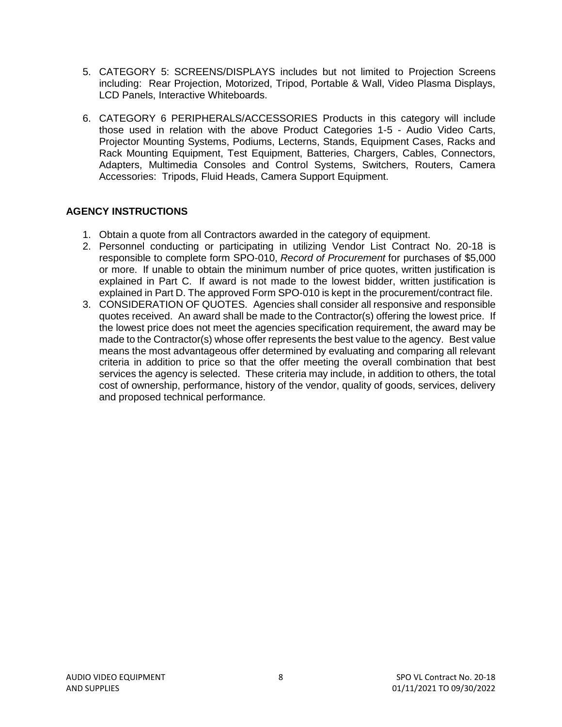5. CATEGORY 5: SCREENS/DISPLAYS includes but not limited to Projection Screens including: Rear Projection, Motorized, Tripod, Portable & Wall, Video Plasma Displays, LCD Panels, Interactive Whiteboards.

6. CATEGORY 6 PERIPHERALS/ACCESSORIES Products in this category will include those used in relation with the above Product Categories 1-5 - Audio Video Carts, Projector Mounting Systems, Podiums, Lecterns, Stands, Equipment Cases, Racks and Rack Mounting Equipment, Test Equipment, Batteries, Chargers, Cables, Connectors, Adapters, Multimedia Consoles and Control Systems, Switchers, Routers, Camera Accessories: Tripods, Fluid Heads, Camera Support Equipment.

## AGENCY INSTRUCTIONS

1. Obtain a quote from all Contractors awarded in the category of equipment.
2. Personnel conducting or participating in utilizing Vendor List Contract No. 20-18 is responsible to complete form SPO-010, *Record of Procurement* for purchases of $5,000 or more. If unable to obtain the minimum number of price quotes, written justification is explained in Part C. If award is not made to the lowest bidder, written justification is explained in Part D. The approved Form SPO-010 is kept in the procurement/contract file.
3. CONSIDERATION OF QUOTES. Agencies shall consider all responsive and responsible quotes received. An award shall be made to the Contractor(s) offering the lowest price. If the lowest price does not meet the agencies specification requirement, the award may be made to the Contractor(s) whose offer represents the best value to the agency. Best value means the most advantageous offer determined by evaluating and comparing all relevant criteria in addition to price so that the offer meeting the overall combination that best services the agency is selected. These criteria may include, in addition to others, the total cost of ownership, performance, history of the vendor, quality of goods, services, delivery and proposed technical performance.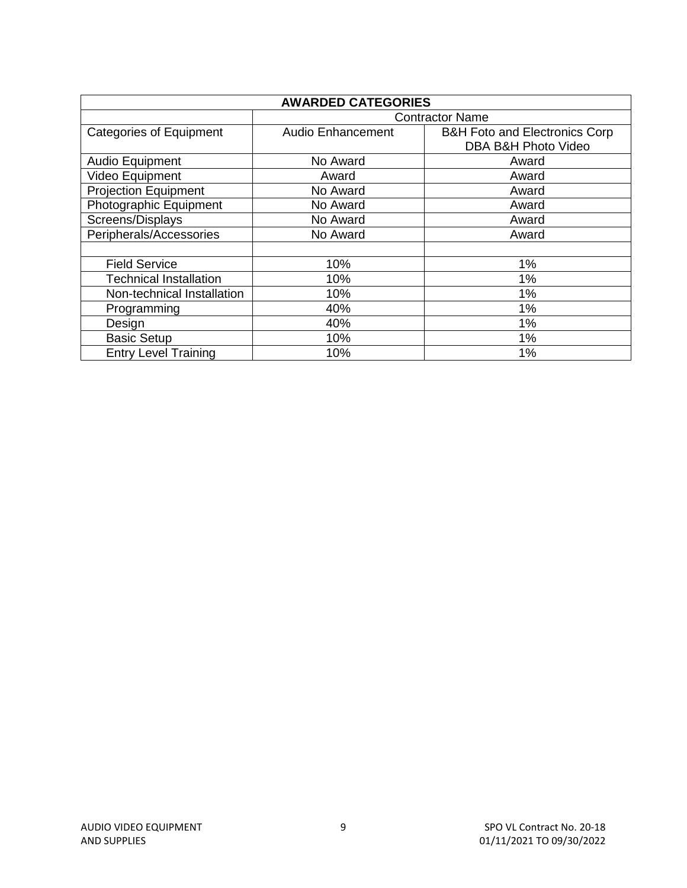| AWARDED CATEGORIES | | |
|---|---|---|
| | Contractor Name | |
| Categories of Equipment | Audio Enhancement | B&H Foto and Electronics Corp DBA B&H Photo Video |
| Audio Equipment | No Award | Award |
| Video Equipment | Award | Award |
| Projection Equipment | No Award | Award |
| Photographic Equipment | No Award | Award |
| Screens/Displays | No Award | Award |
| Peripherals/Accessories | No Award | Award |
| | | |
| Field Service | 10% | 1% |
| Technical Installation | 10% | 1% |
| Non-technical Installation | 10% | 1% |
| Programming | 40% | 1% |
| Design | 40% | 1% |
| Basic Setup | 10% | 1% |
| Entry Level Training | 10% | 1% |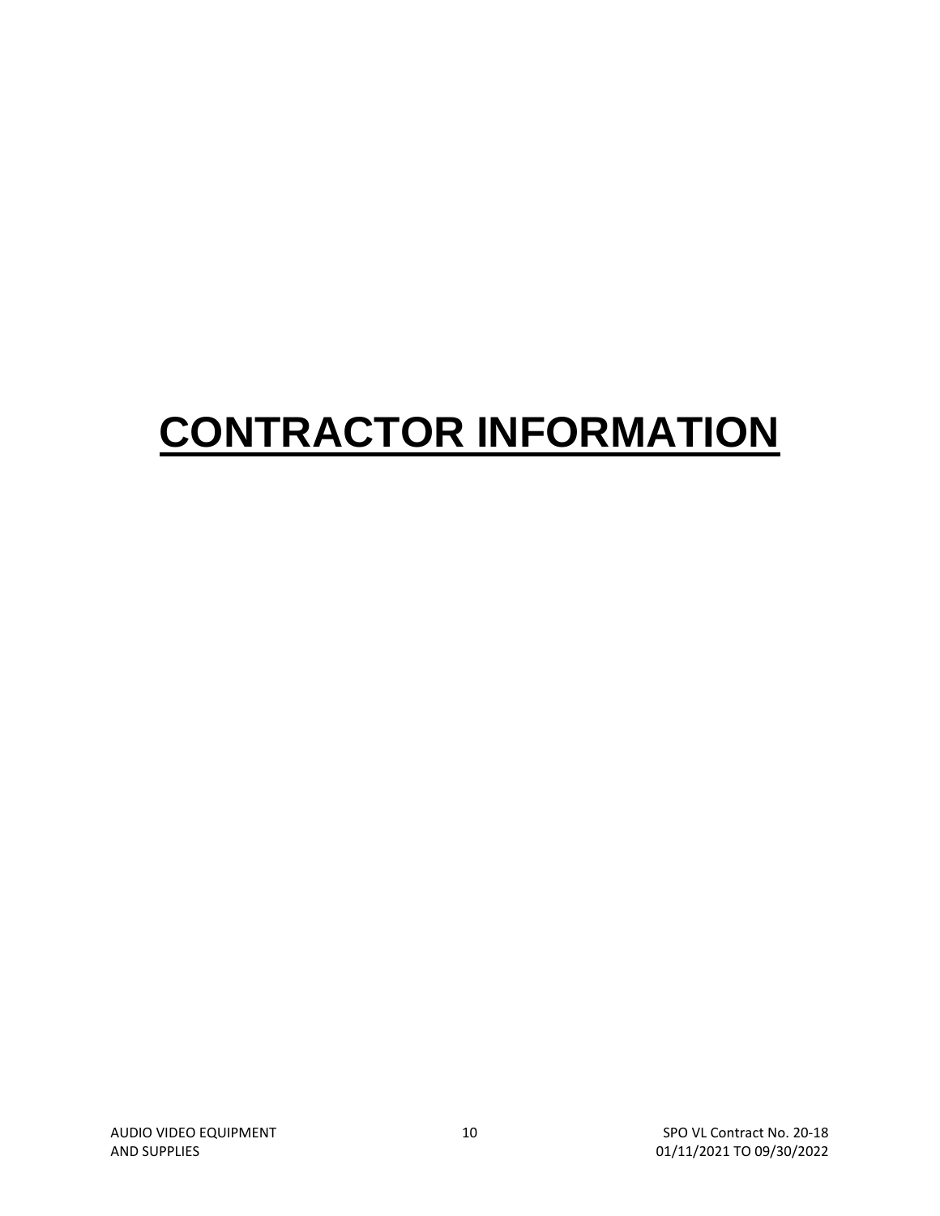# CONTRACTOR INFORMATION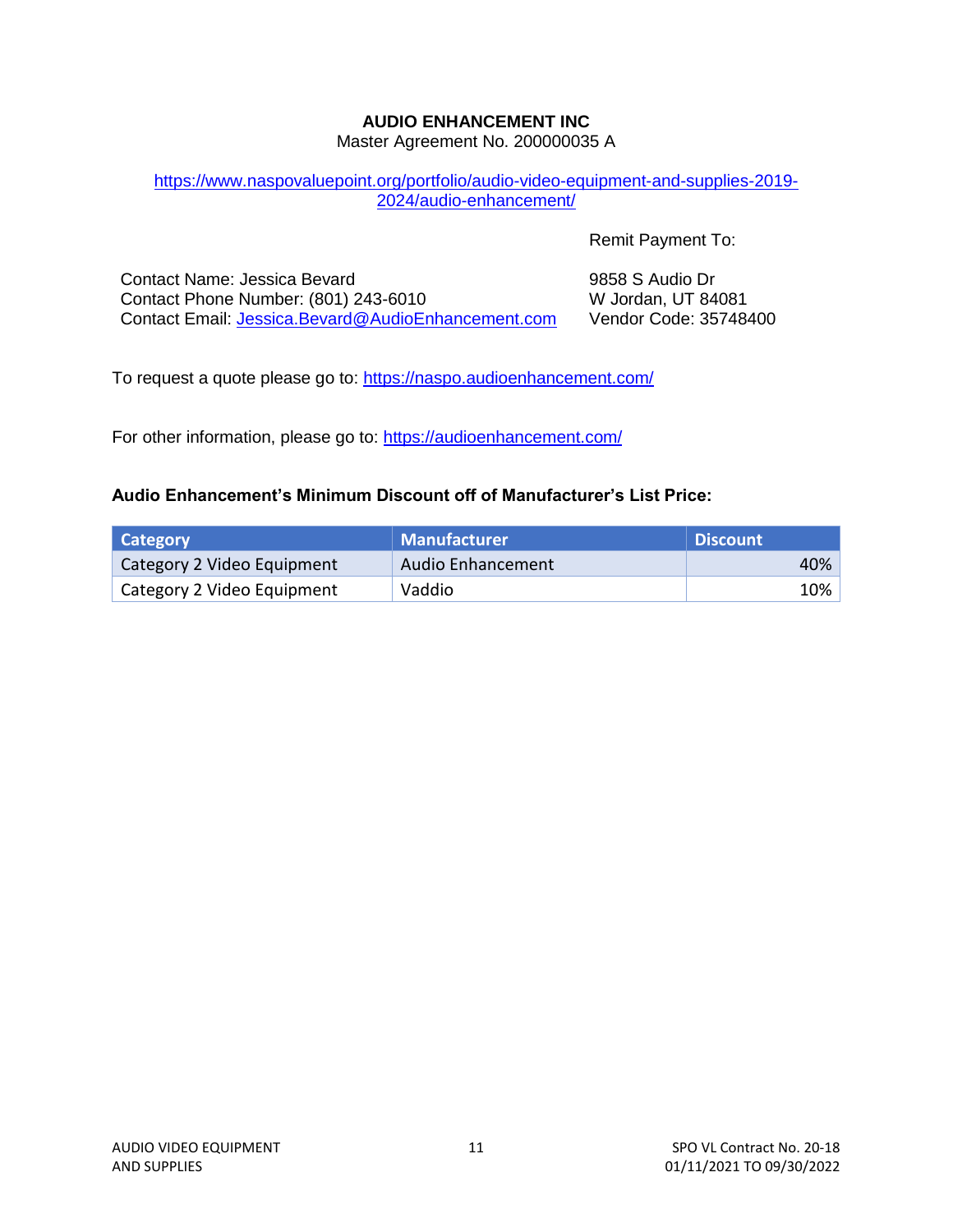**AUDIO ENHANCEMENT INC**
Master Agreement No. 200000035 A

https://www.naspovaluepoint.org/portfolio/audio-video-equipment-and-supplies-2019-2024/audio-enhancement/

Contact Name: Jessica Bevard
Contact Phone Number: (801) 243-6010
Contact Email: Jessica.Bevard@AudioEnhancement.com

Remit Payment To:

9858 S Audio Dr
W Jordan, UT 84081
Vendor Code: 35748400

To request a quote please go to: https://naspo.audioenhancement.com/

For other information, please go to: https://audioenhancement.com/

**Audio Enhancement's Minimum Discount off of Manufacturer's List Price:**

| Category | Manufacturer | Discount |
|---|---|---|
| Category 2 Video Equipment | Audio Enhancement | 40% |
| Category 2 Video Equipment | Vaddio | 10% |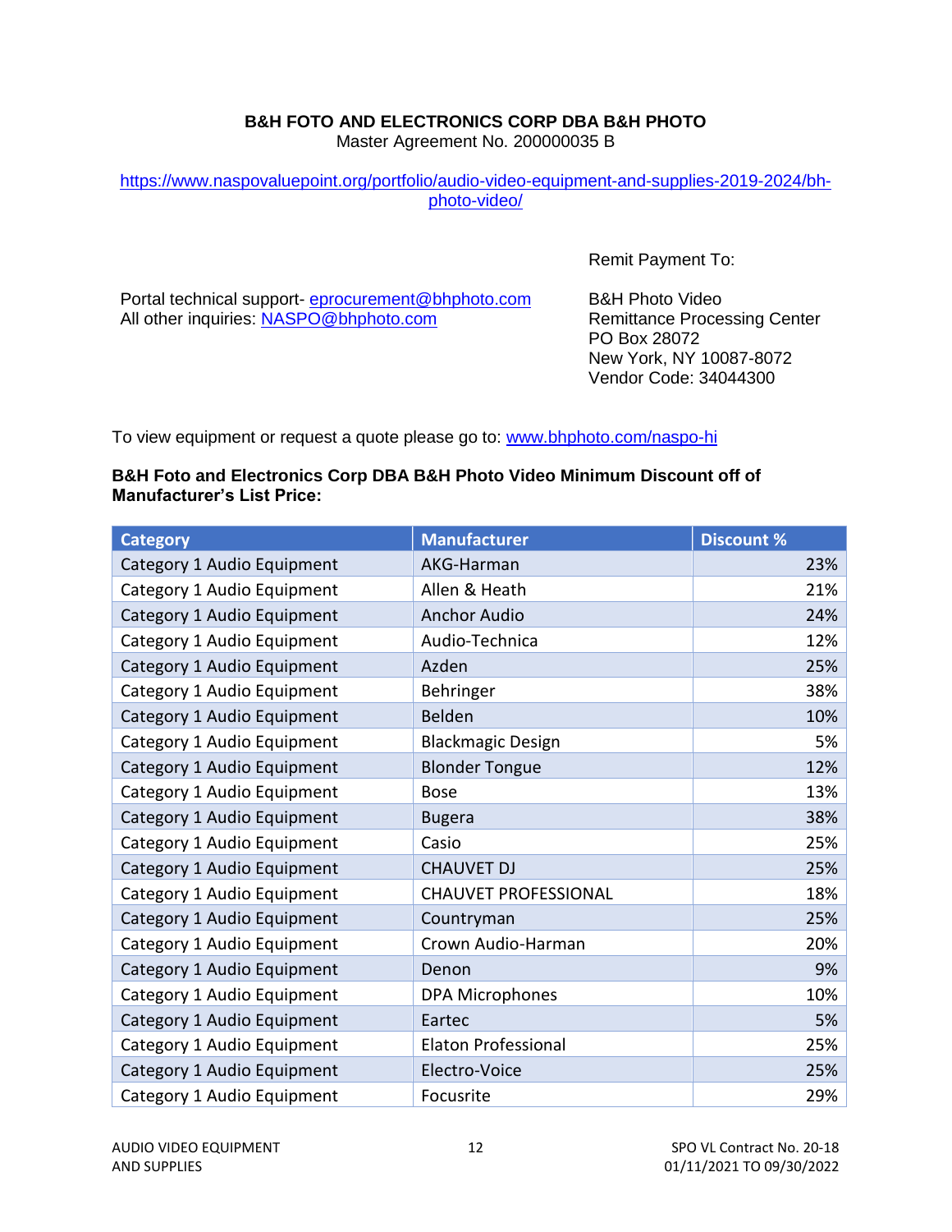**B&H FOTO AND ELECTRONICS CORP DBA B&H PHOTO**
Master Agreement No. 200000035 B

https://www.naspovaluepoint.org/portfolio/audio-video-equipment-and-supplies-2019-2024/bh-photo-video/

Portal technical support- eprocurement@bhphoto.com
All other inquiries: NASPO@bhphoto.com

Remit Payment To:

B&H Photo Video
Remittance Processing Center
PO Box 28072
New York, NY 10087-8072
Vendor Code: 34044300

To view equipment or request a quote please go to: www.bhphoto.com/naspo-hi

**B&H Foto and Electronics Corp DBA B&H Photo Video Minimum Discount off of Manufacturer's List Price:**

| Category | Manufacturer | Discount % |
|---|---|---|
| Category 1 Audio Equipment | AKG-Harman | 23% |
| Category 1 Audio Equipment | Allen & Heath | 21% |
| Category 1 Audio Equipment | Anchor Audio | 24% |
| Category 1 Audio Equipment | Audio-Technica | 12% |
| Category 1 Audio Equipment | Azden | 25% |
| Category 1 Audio Equipment | Behringer | 38% |
| Category 1 Audio Equipment | Belden | 10% |
| Category 1 Audio Equipment | Blackmagic Design | 5% |
| Category 1 Audio Equipment | Blonder Tongue | 12% |
| Category 1 Audio Equipment | Bose | 13% |
| Category 1 Audio Equipment | Bugera | 38% |
| Category 1 Audio Equipment | Casio | 25% |
| Category 1 Audio Equipment | CHAUVET DJ | 25% |
| Category 1 Audio Equipment | CHAUVET PROFESSIONAL | 18% |
| Category 1 Audio Equipment | Countryman | 25% |
| Category 1 Audio Equipment | Crown Audio-Harman | 20% |
| Category 1 Audio Equipment | Denon | 9% |
| Category 1 Audio Equipment | DPA Microphones | 10% |
| Category 1 Audio Equipment | Eartec | 5% |
| Category 1 Audio Equipment | Elaton Professional | 25% |
| Category 1 Audio Equipment | Electro-Voice | 25% |
| Category 1 Audio Equipment | Focusrite | 29% |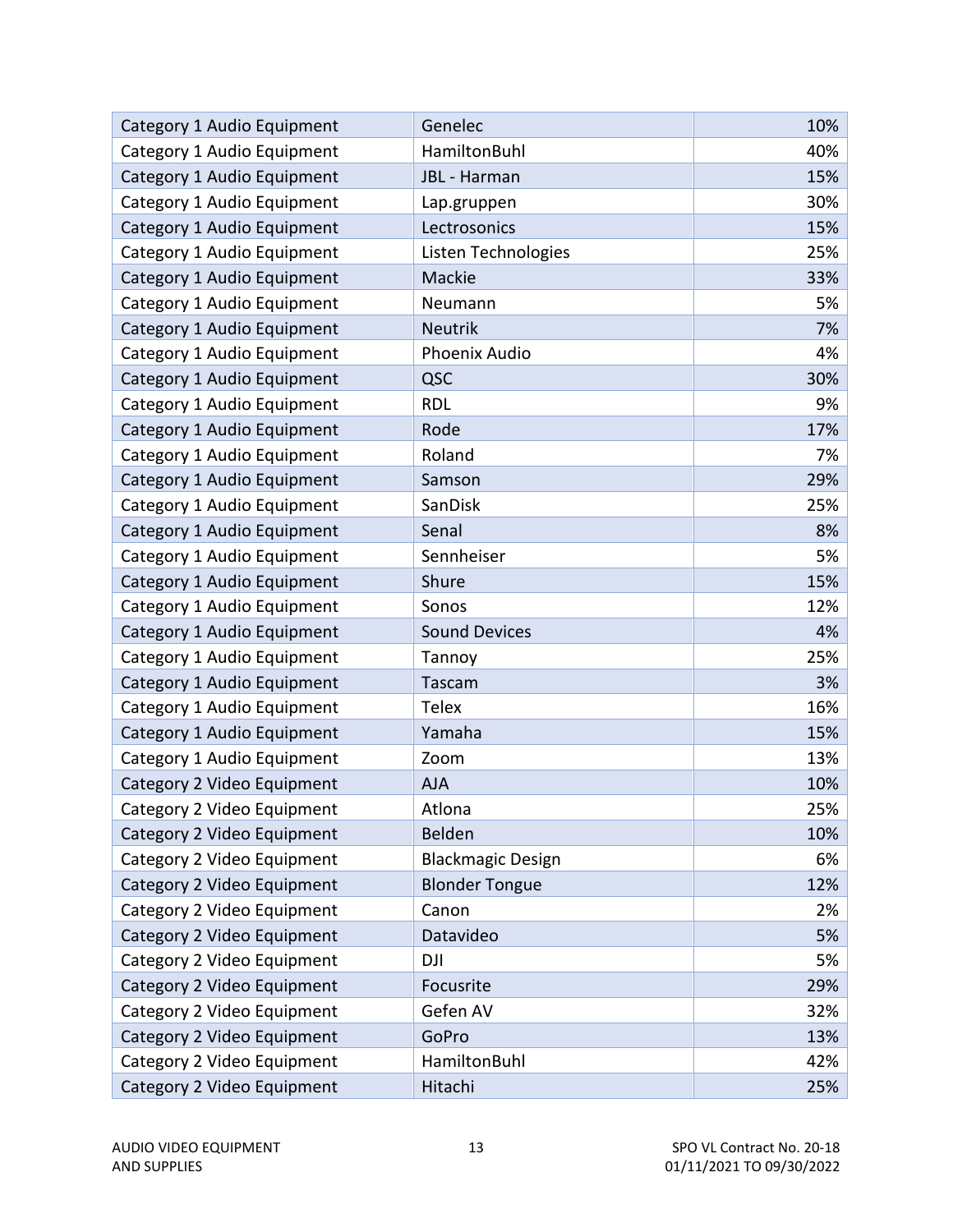| Category 1 Audio Equipment | Genelec | 10% |
|---|---|---|
| Category 1 Audio Equipment | HamiltonBuhl | 40% |
| Category 1 Audio Equipment | JBL - Harman | 15% |
| Category 1 Audio Equipment | Lap.gruppen | 30% |
| Category 1 Audio Equipment | Lectrosonics | 15% |
| Category 1 Audio Equipment | Listen Technologies | 25% |
| Category 1 Audio Equipment | Mackie | 33% |
| Category 1 Audio Equipment | Neumann | 5% |
| Category 1 Audio Equipment | Neutrik | 7% |
| Category 1 Audio Equipment | Phoenix Audio | 4% |
| Category 1 Audio Equipment | QSC | 30% |
| Category 1 Audio Equipment | RDL | 9% |
| Category 1 Audio Equipment | Rode | 17% |
| Category 1 Audio Equipment | Roland | 7% |
| Category 1 Audio Equipment | Samson | 29% |
| Category 1 Audio Equipment | SanDisk | 25% |
| Category 1 Audio Equipment | Senal | 8% |
| Category 1 Audio Equipment | Sennheiser | 5% |
| Category 1 Audio Equipment | Shure | 15% |
| Category 1 Audio Equipment | Sonos | 12% |
| Category 1 Audio Equipment | Sound Devices | 4% |
| Category 1 Audio Equipment | Tannoy | 25% |
| Category 1 Audio Equipment | Tascam | 3% |
| Category 1 Audio Equipment | Telex | 16% |
| Category 1 Audio Equipment | Yamaha | 15% |
| Category 1 Audio Equipment | Zoom | 13% |
| Category 2 Video Equipment | AJA | 10% |
| Category 2 Video Equipment | Atlona | 25% |
| Category 2 Video Equipment | Belden | 10% |
| Category 2 Video Equipment | Blackmagic Design | 6% |
| Category 2 Video Equipment | Blonder Tongue | 12% |
| Category 2 Video Equipment | Canon | 2% |
| Category 2 Video Equipment | Datavideo | 5% |
| Category 2 Video Equipment | DJI | 5% |
| Category 2 Video Equipment | Focusrite | 29% |
| Category 2 Video Equipment | Gefen AV | 32% |
| Category 2 Video Equipment | GoPro | 13% |
| Category 2 Video Equipment | HamiltonBuhl | 42% |
| Category 2 Video Equipment | Hitachi | 25% |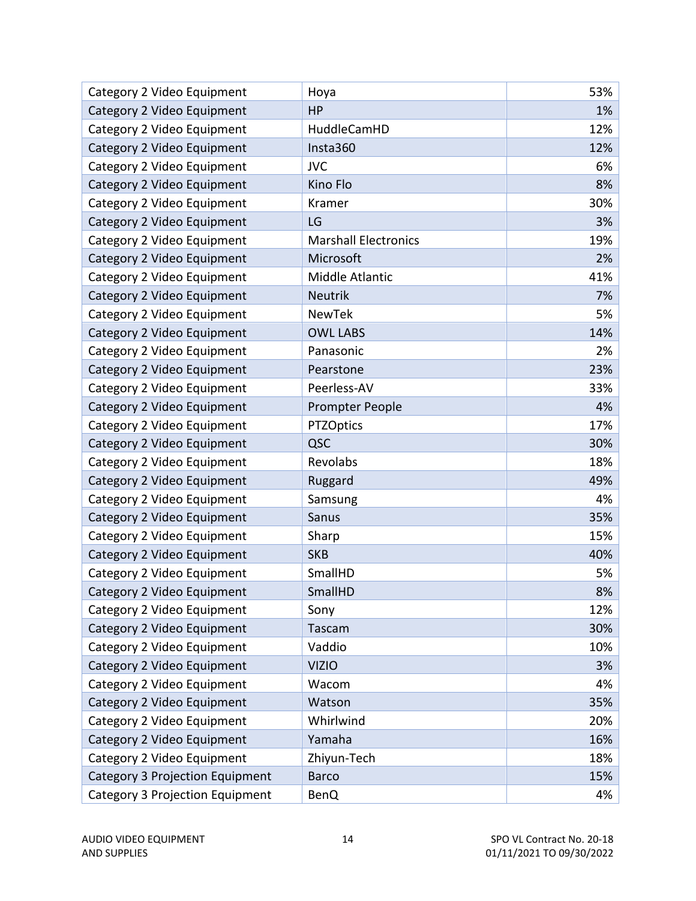| Category 2 Video Equipment | Hoya | 53% |
|---|---|---|
| Category 2 Video Equipment | HP | 1% |
| Category 2 Video Equipment | HuddleCamHD | 12% |
| Category 2 Video Equipment | Insta360 | 12% |
| Category 2 Video Equipment | JVC | 6% |
| Category 2 Video Equipment | Kino Flo | 8% |
| Category 2 Video Equipment | Kramer | 30% |
| Category 2 Video Equipment | LG | 3% |
| Category 2 Video Equipment | Marshall Electronics | 19% |
| Category 2 Video Equipment | Microsoft | 2% |
| Category 2 Video Equipment | Middle Atlantic | 41% |
| Category 2 Video Equipment | Neutrik | 7% |
| Category 2 Video Equipment | NewTek | 5% |
| Category 2 Video Equipment | OWL LABS | 14% |
| Category 2 Video Equipment | Panasonic | 2% |
| Category 2 Video Equipment | Pearstone | 23% |
| Category 2 Video Equipment | Peerless-AV | 33% |
| Category 2 Video Equipment | Prompter People | 4% |
| Category 2 Video Equipment | PTZOptics | 17% |
| Category 2 Video Equipment | QSC | 30% |
| Category 2 Video Equipment | Revolabs | 18% |
| Category 2 Video Equipment | Ruggard | 49% |
| Category 2 Video Equipment | Samsung | 4% |
| Category 2 Video Equipment | Sanus | 35% |
| Category 2 Video Equipment | Sharp | 15% |
| Category 2 Video Equipment | SKB | 40% |
| Category 2 Video Equipment | SmallHD | 5% |
| Category 2 Video Equipment | SmallHD | 8% |
| Category 2 Video Equipment | Sony | 12% |
| Category 2 Video Equipment | Tascam | 30% |
| Category 2 Video Equipment | Vaddio | 10% |
| Category 2 Video Equipment | VIZIO | 3% |
| Category 2 Video Equipment | Wacom | 4% |
| Category 2 Video Equipment | Watson | 35% |
| Category 2 Video Equipment | Whirlwind | 20% |
| Category 2 Video Equipment | Yamaha | 16% |
| Category 2 Video Equipment | Zhiyun-Tech | 18% |
| Category 3 Projection Equipment | Barco | 15% |
| Category 3 Projection Equipment | BenQ | 4% |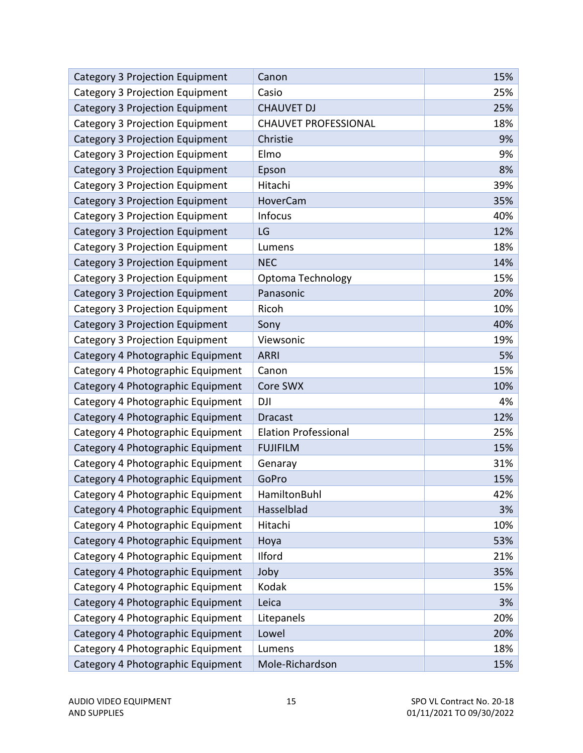| | | |
|---|---|---|
| Category 3 Projection Equipment | Canon | 15% |
| Category 3 Projection Equipment | Casio | 25% |
| Category 3 Projection Equipment | CHAUVET DJ | 25% |
| Category 3 Projection Equipment | CHAUVET PROFESSIONAL | 18% |
| Category 3 Projection Equipment | Christie | 9% |
| Category 3 Projection Equipment | Elmo | 9% |
| Category 3 Projection Equipment | Epson | 8% |
| Category 3 Projection Equipment | Hitachi | 39% |
| Category 3 Projection Equipment | HoverCam | 35% |
| Category 3 Projection Equipment | Infocus | 40% |
| Category 3 Projection Equipment | LG | 12% |
| Category 3 Projection Equipment | Lumens | 18% |
| Category 3 Projection Equipment | NEC | 14% |
| Category 3 Projection Equipment | Optoma Technology | 15% |
| Category 3 Projection Equipment | Panasonic | 20% |
| Category 3 Projection Equipment | Ricoh | 10% |
| Category 3 Projection Equipment | Sony | 40% |
| Category 3 Projection Equipment | Viewsonic | 19% |
| Category 4 Photographic Equipment | ARRI | 5% |
| Category 4 Photographic Equipment | Canon | 15% |
| Category 4 Photographic Equipment | Core SWX | 10% |
| Category 4 Photographic Equipment | DJI | 4% |
| Category 4 Photographic Equipment | Dracast | 12% |
| Category 4 Photographic Equipment | Elation Professional | 25% |
| Category 4 Photographic Equipment | FUJIFILM | 15% |
| Category 4 Photographic Equipment | Genaray | 31% |
| Category 4 Photographic Equipment | GoPro | 15% |
| Category 4 Photographic Equipment | HamiltonBuhl | 42% |
| Category 4 Photographic Equipment | Hasselblad | 3% |
| Category 4 Photographic Equipment | Hitachi | 10% |
| Category 4 Photographic Equipment | Hoya | 53% |
| Category 4 Photographic Equipment | Ilford | 21% |
| Category 4 Photographic Equipment | Joby | 35% |
| Category 4 Photographic Equipment | Kodak | 15% |
| Category 4 Photographic Equipment | Leica | 3% |
| Category 4 Photographic Equipment | Litepanels | 20% |
| Category 4 Photographic Equipment | Lowel | 20% |
| Category 4 Photographic Equipment | Lumens | 18% |
| Category 4 Photographic Equipment | Mole-Richardson | 15% |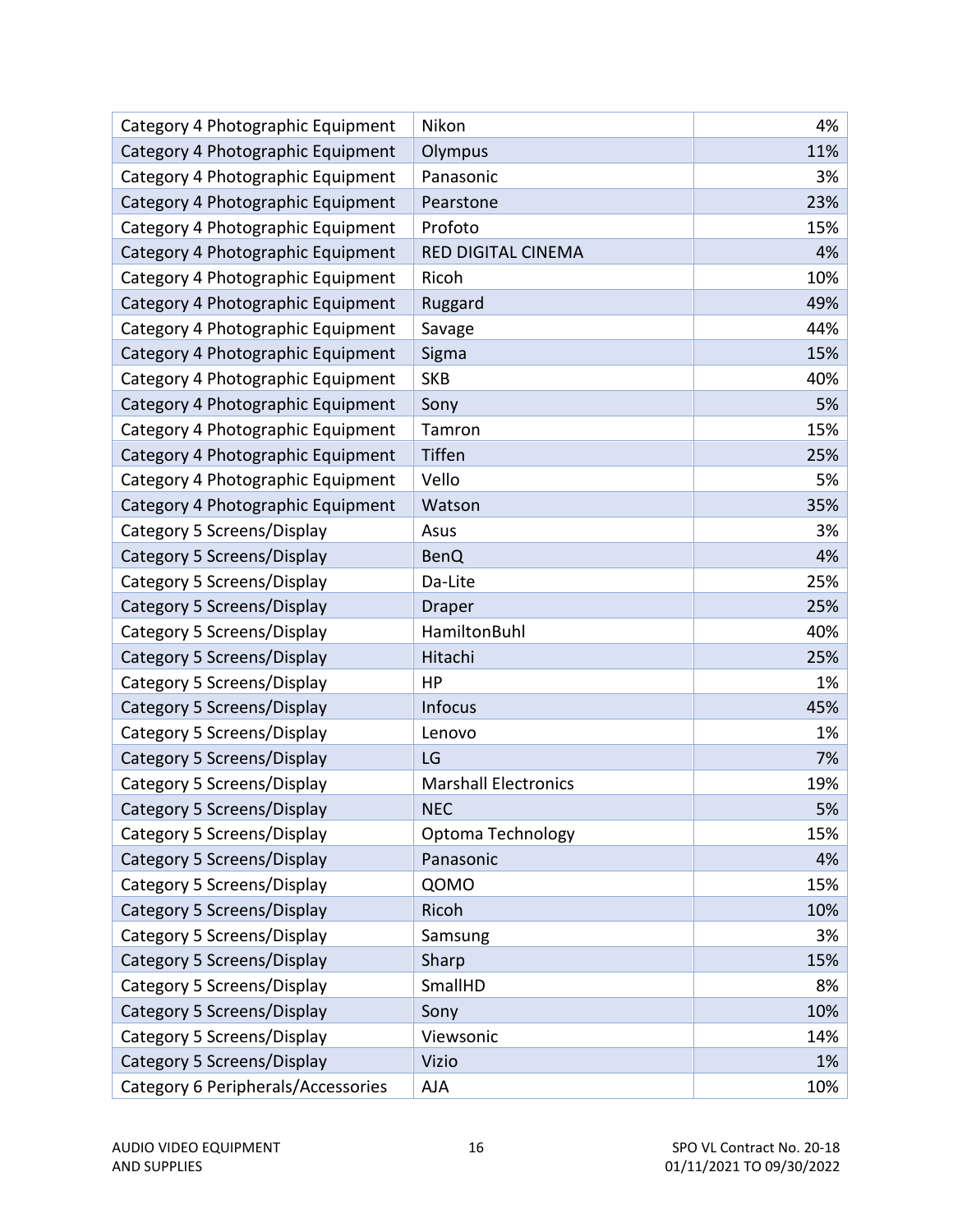| Category 4 Photographic Equipment | Nikon | 4% |
|---|---|---|
| Category 4 Photographic Equipment | Olympus | 11% |
| Category 4 Photographic Equipment | Panasonic | 3% |
| Category 4 Photographic Equipment | Pearstone | 23% |
| Category 4 Photographic Equipment | Profoto | 15% |
| Category 4 Photographic Equipment | RED DIGITAL CINEMA | 4% |
| Category 4 Photographic Equipment | Ricoh | 10% |
| Category 4 Photographic Equipment | Ruggard | 49% |
| Category 4 Photographic Equipment | Savage | 44% |
| Category 4 Photographic Equipment | Sigma | 15% |
| Category 4 Photographic Equipment | SKB | 40% |
| Category 4 Photographic Equipment | Sony | 5% |
| Category 4 Photographic Equipment | Tamron | 15% |
| Category 4 Photographic Equipment | Tiffen | 25% |
| Category 4 Photographic Equipment | Vello | 5% |
| Category 4 Photographic Equipment | Watson | 35% |
| Category 5 Screens/Display | Asus | 3% |
| Category 5 Screens/Display | BenQ | 4% |
| Category 5 Screens/Display | Da-Lite | 25% |
| Category 5 Screens/Display | Draper | 25% |
| Category 5 Screens/Display | HamiltonBuhl | 40% |
| Category 5 Screens/Display | Hitachi | 25% |
| Category 5 Screens/Display | HP | 1% |
| Category 5 Screens/Display | Infocus | 45% |
| Category 5 Screens/Display | Lenovo | 1% |
| Category 5 Screens/Display | LG | 7% |
| Category 5 Screens/Display | Marshall Electronics | 19% |
| Category 5 Screens/Display | NEC | 5% |
| Category 5 Screens/Display | Optoma Technology | 15% |
| Category 5 Screens/Display | Panasonic | 4% |
| Category 5 Screens/Display | QOMO | 15% |
| Category 5 Screens/Display | Ricoh | 10% |
| Category 5 Screens/Display | Samsung | 3% |
| Category 5 Screens/Display | Sharp | 15% |
| Category 5 Screens/Display | SmallHD | 8% |
| Category 5 Screens/Display | Sony | 10% |
| Category 5 Screens/Display | Viewsonic | 14% |
| Category 5 Screens/Display | Vizio | 1% |
| Category 6 Peripherals/Accessories | AJA | 10% |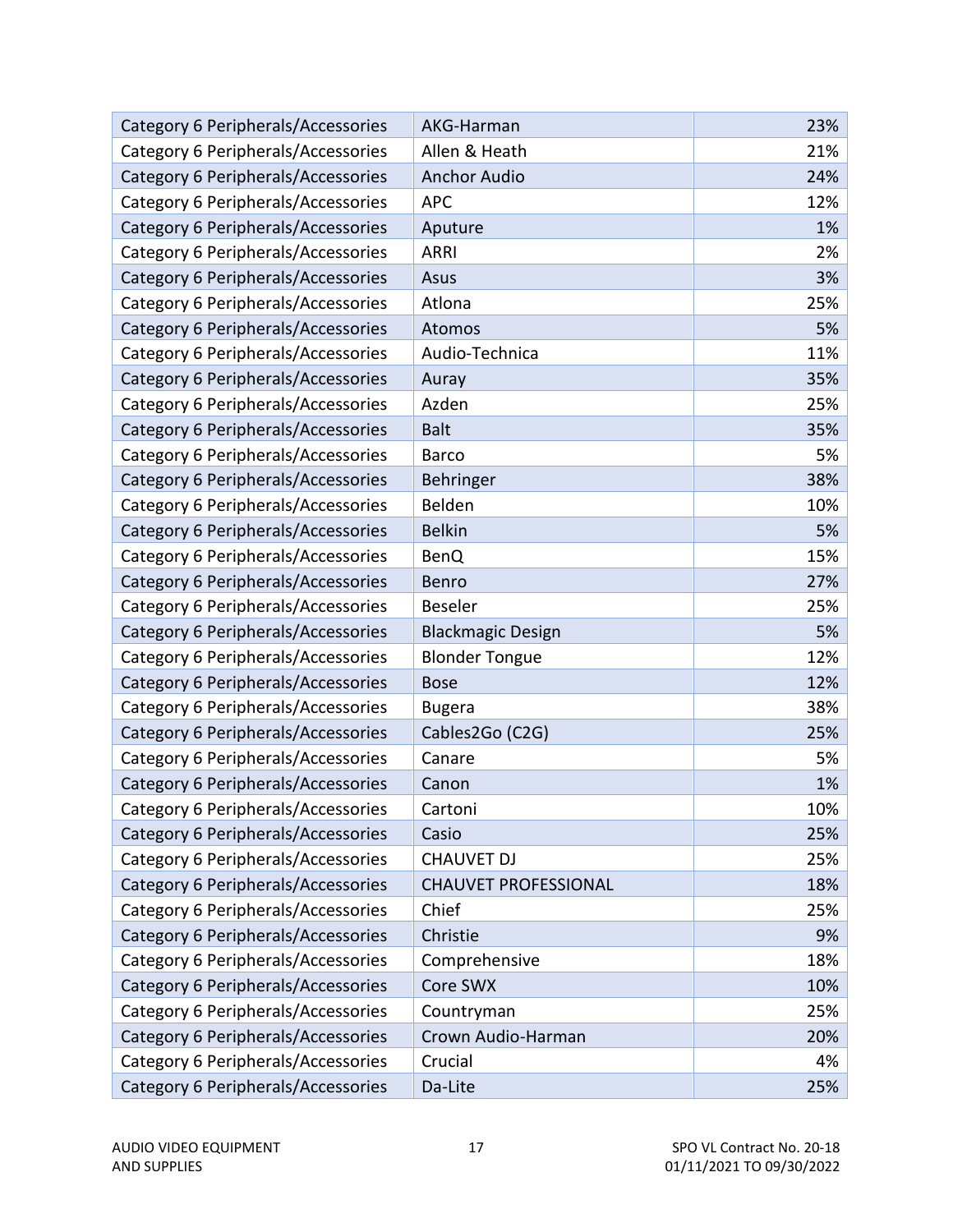| Category 6 Peripherals/Accessories | AKG-Harman | 23% |
|---|---|---|
| Category 6 Peripherals/Accessories | Allen & Heath | 21% |
| Category 6 Peripherals/Accessories | Anchor Audio | 24% |
| Category 6 Peripherals/Accessories | APC | 12% |
| Category 6 Peripherals/Accessories | Aputure | 1% |
| Category 6 Peripherals/Accessories | ARRI | 2% |
| Category 6 Peripherals/Accessories | Asus | 3% |
| Category 6 Peripherals/Accessories | Atlona | 25% |
| Category 6 Peripherals/Accessories | Atomos | 5% |
| Category 6 Peripherals/Accessories | Audio-Technica | 11% |
| Category 6 Peripherals/Accessories | Auray | 35% |
| Category 6 Peripherals/Accessories | Azden | 25% |
| Category 6 Peripherals/Accessories | Balt | 35% |
| Category 6 Peripherals/Accessories | Barco | 5% |
| Category 6 Peripherals/Accessories | Behringer | 38% |
| Category 6 Peripherals/Accessories | Belden | 10% |
| Category 6 Peripherals/Accessories | Belkin | 5% |
| Category 6 Peripherals/Accessories | BenQ | 15% |
| Category 6 Peripherals/Accessories | Benro | 27% |
| Category 6 Peripherals/Accessories | Beseler | 25% |
| Category 6 Peripherals/Accessories | Blackmagic Design | 5% |
| Category 6 Peripherals/Accessories | Blonder Tongue | 12% |
| Category 6 Peripherals/Accessories | Bose | 12% |
| Category 6 Peripherals/Accessories | Bugera | 38% |
| Category 6 Peripherals/Accessories | Cables2Go (C2G) | 25% |
| Category 6 Peripherals/Accessories | Canare | 5% |
| Category 6 Peripherals/Accessories | Canon | 1% |
| Category 6 Peripherals/Accessories | Cartoni | 10% |
| Category 6 Peripherals/Accessories | Casio | 25% |
| Category 6 Peripherals/Accessories | CHAUVET DJ | 25% |
| Category 6 Peripherals/Accessories | CHAUVET PROFESSIONAL | 18% |
| Category 6 Peripherals/Accessories | Chief | 25% |
| Category 6 Peripherals/Accessories | Christie | 9% |
| Category 6 Peripherals/Accessories | Comprehensive | 18% |
| Category 6 Peripherals/Accessories | Core SWX | 10% |
| Category 6 Peripherals/Accessories | Countryman | 25% |
| Category 6 Peripherals/Accessories | Crown Audio-Harman | 20% |
| Category 6 Peripherals/Accessories | Crucial | 4% |
| Category 6 Peripherals/Accessories | Da-Lite | 25% |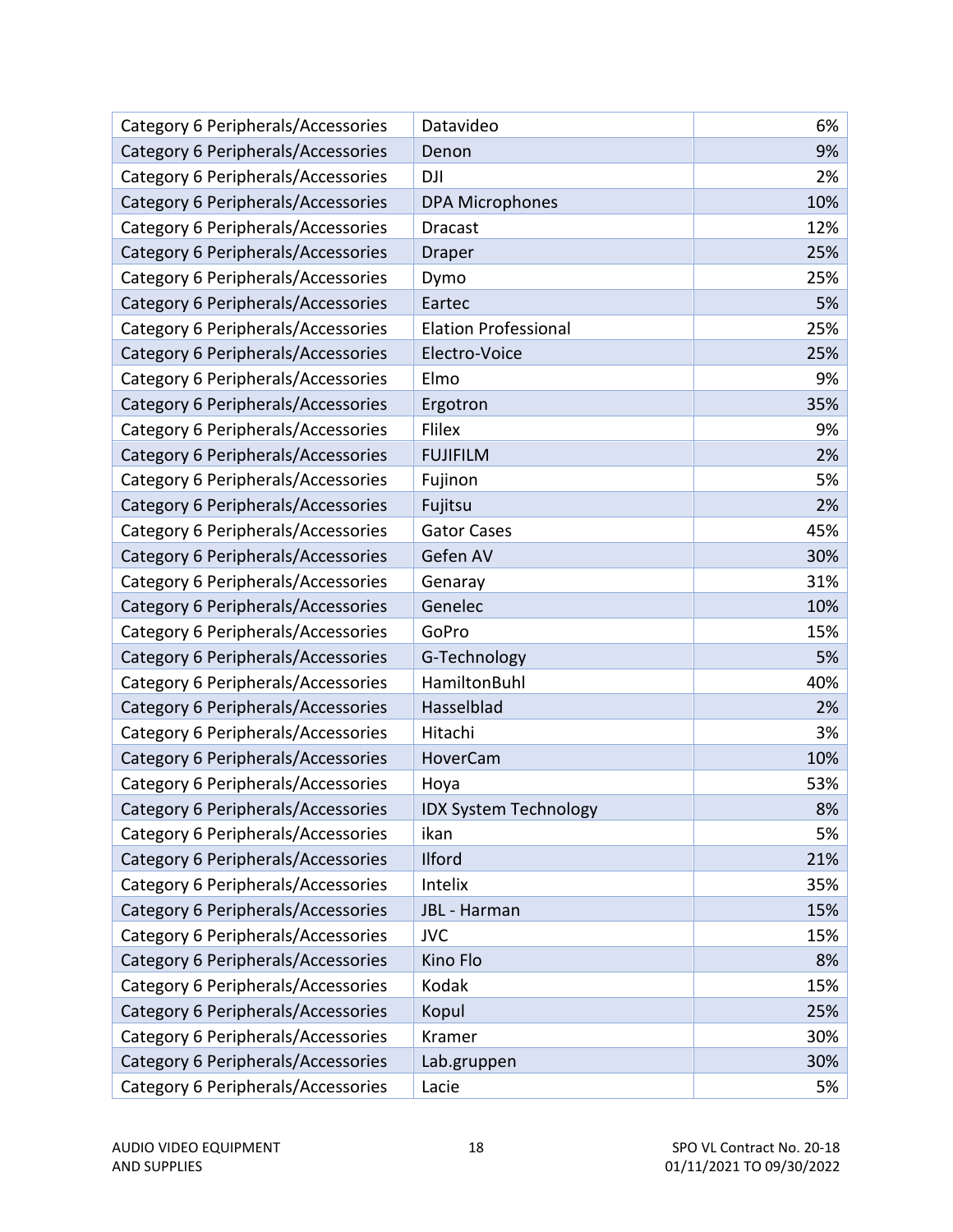| Category 6 Peripherals/Accessories | Datavideo | 6% |
|---|---|---|
| Category 6 Peripherals/Accessories | Denon | 9% |
| Category 6 Peripherals/Accessories | DJI | 2% |
| Category 6 Peripherals/Accessories | DPA Microphones | 10% |
| Category 6 Peripherals/Accessories | Dracast | 12% |
| Category 6 Peripherals/Accessories | Draper | 25% |
| Category 6 Peripherals/Accessories | Dymo | 25% |
| Category 6 Peripherals/Accessories | Eartec | 5% |
| Category 6 Peripherals/Accessories | Elation Professional | 25% |
| Category 6 Peripherals/Accessories | Electro-Voice | 25% |
| Category 6 Peripherals/Accessories | Elmo | 9% |
| Category 6 Peripherals/Accessories | Ergotron | 35% |
| Category 6 Peripherals/Accessories | Flilex | 9% |
| Category 6 Peripherals/Accessories | FUJIFILM | 2% |
| Category 6 Peripherals/Accessories | Fujinon | 5% |
| Category 6 Peripherals/Accessories | Fujitsu | 2% |
| Category 6 Peripherals/Accessories | Gator Cases | 45% |
| Category 6 Peripherals/Accessories | Gefen AV | 30% |
| Category 6 Peripherals/Accessories | Genaray | 31% |
| Category 6 Peripherals/Accessories | Genelec | 10% |
| Category 6 Peripherals/Accessories | GoPro | 15% |
| Category 6 Peripherals/Accessories | G-Technology | 5% |
| Category 6 Peripherals/Accessories | HamiltonBuhl | 40% |
| Category 6 Peripherals/Accessories | Hasselblad | 2% |
| Category 6 Peripherals/Accessories | Hitachi | 3% |
| Category 6 Peripherals/Accessories | HoverCam | 10% |
| Category 6 Peripherals/Accessories | Hoya | 53% |
| Category 6 Peripherals/Accessories | IDX System Technology | 8% |
| Category 6 Peripherals/Accessories | ikan | 5% |
| Category 6 Peripherals/Accessories | Ilford | 21% |
| Category 6 Peripherals/Accessories | Intelix | 35% |
| Category 6 Peripherals/Accessories | JBL - Harman | 15% |
| Category 6 Peripherals/Accessories | JVC | 15% |
| Category 6 Peripherals/Accessories | Kino Flo | 8% |
| Category 6 Peripherals/Accessories | Kodak | 15% |
| Category 6 Peripherals/Accessories | Kopul | 25% |
| Category 6 Peripherals/Accessories | Kramer | 30% |
| Category 6 Peripherals/Accessories | Lab.gruppen | 30% |
| Category 6 Peripherals/Accessories | Lacie | 5% |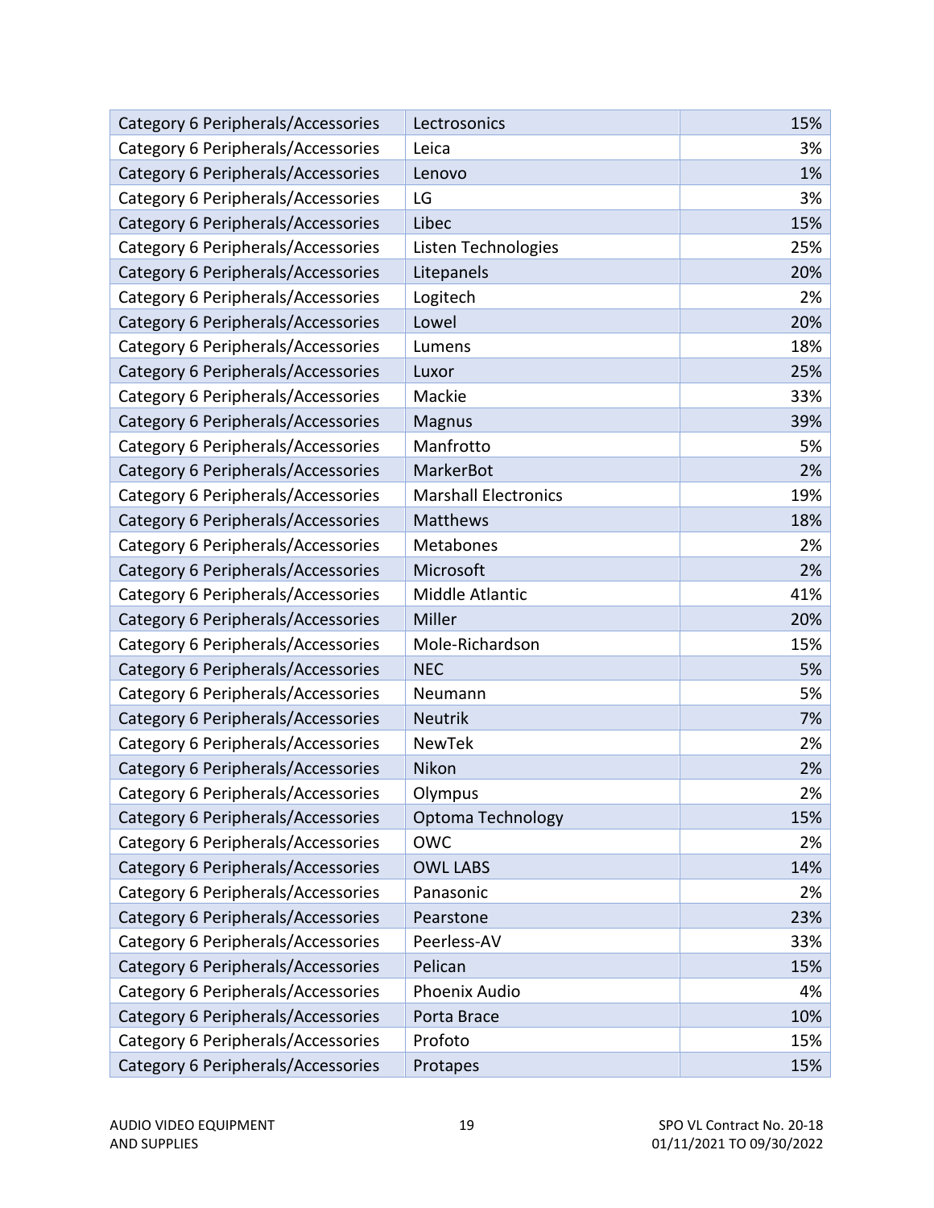| | | |
|---|---|---|
| Category 6 Peripherals/Accessories | Lectrosonics | 15% |
| Category 6 Peripherals/Accessories | Leica | 3% |
| Category 6 Peripherals/Accessories | Lenovo | 1% |
| Category 6 Peripherals/Accessories | LG | 3% |
| Category 6 Peripherals/Accessories | Libec | 15% |
| Category 6 Peripherals/Accessories | Listen Technologies | 25% |
| Category 6 Peripherals/Accessories | Litepanels | 20% |
| Category 6 Peripherals/Accessories | Logitech | 2% |
| Category 6 Peripherals/Accessories | Lowel | 20% |
| Category 6 Peripherals/Accessories | Lumens | 18% |
| Category 6 Peripherals/Accessories | Luxor | 25% |
| Category 6 Peripherals/Accessories | Mackie | 33% |
| Category 6 Peripherals/Accessories | Magnus | 39% |
| Category 6 Peripherals/Accessories | Manfrotto | 5% |
| Category 6 Peripherals/Accessories | MarkerBot | 2% |
| Category 6 Peripherals/Accessories | Marshall Electronics | 19% |
| Category 6 Peripherals/Accessories | Matthews | 18% |
| Category 6 Peripherals/Accessories | Metabones | 2% |
| Category 6 Peripherals/Accessories | Microsoft | 2% |
| Category 6 Peripherals/Accessories | Middle Atlantic | 41% |
| Category 6 Peripherals/Accessories | Miller | 20% |
| Category 6 Peripherals/Accessories | Mole-Richardson | 15% |
| Category 6 Peripherals/Accessories | NEC | 5% |
| Category 6 Peripherals/Accessories | Neumann | 5% |
| Category 6 Peripherals/Accessories | Neutrik | 7% |
| Category 6 Peripherals/Accessories | NewTek | 2% |
| Category 6 Peripherals/Accessories | Nikon | 2% |
| Category 6 Peripherals/Accessories | Olympus | 2% |
| Category 6 Peripherals/Accessories | Optoma Technology | 15% |
| Category 6 Peripherals/Accessories | OWC | 2% |
| Category 6 Peripherals/Accessories | OWL LABS | 14% |
| Category 6 Peripherals/Accessories | Panasonic | 2% |
| Category 6 Peripherals/Accessories | Pearstone | 23% |
| Category 6 Peripherals/Accessories | Peerless-AV | 33% |
| Category 6 Peripherals/Accessories | Pelican | 15% |
| Category 6 Peripherals/Accessories | Phoenix Audio | 4% |
| Category 6 Peripherals/Accessories | Porta Brace | 10% |
| Category 6 Peripherals/Accessories | Profoto | 15% |
| Category 6 Peripherals/Accessories | Protapes | 15% |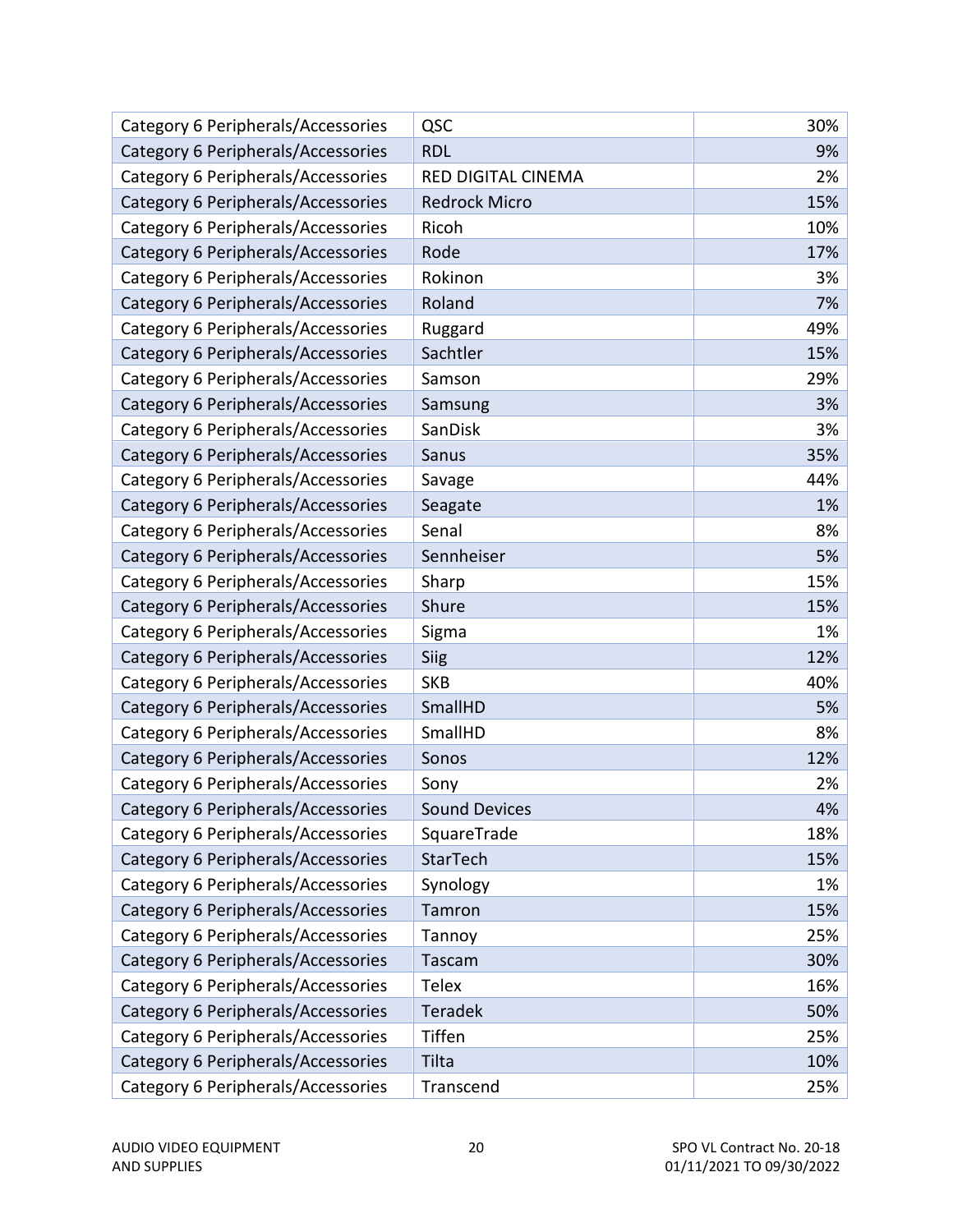| | | |
|---|---|---|
| Category 6 Peripherals/Accessories | QSC | 30% |
| Category 6 Peripherals/Accessories | RDL | 9% |
| Category 6 Peripherals/Accessories | RED DIGITAL CINEMA | 2% |
| Category 6 Peripherals/Accessories | Redrock Micro | 15% |
| Category 6 Peripherals/Accessories | Ricoh | 10% |
| Category 6 Peripherals/Accessories | Rode | 17% |
| Category 6 Peripherals/Accessories | Rokinon | 3% |
| Category 6 Peripherals/Accessories | Roland | 7% |
| Category 6 Peripherals/Accessories | Ruggard | 49% |
| Category 6 Peripherals/Accessories | Sachtler | 15% |
| Category 6 Peripherals/Accessories | Samson | 29% |
| Category 6 Peripherals/Accessories | Samsung | 3% |
| Category 6 Peripherals/Accessories | SanDisk | 3% |
| Category 6 Peripherals/Accessories | Sanus | 35% |
| Category 6 Peripherals/Accessories | Savage | 44% |
| Category 6 Peripherals/Accessories | Seagate | 1% |
| Category 6 Peripherals/Accessories | Senal | 8% |
| Category 6 Peripherals/Accessories | Sennheiser | 5% |
| Category 6 Peripherals/Accessories | Sharp | 15% |
| Category 6 Peripherals/Accessories | Shure | 15% |
| Category 6 Peripherals/Accessories | Sigma | 1% |
| Category 6 Peripherals/Accessories | Siig | 12% |
| Category 6 Peripherals/Accessories | SKB | 40% |
| Category 6 Peripherals/Accessories | SmallHD | 5% |
| Category 6 Peripherals/Accessories | SmallHD | 8% |
| Category 6 Peripherals/Accessories | Sonos | 12% |
| Category 6 Peripherals/Accessories | Sony | 2% |
| Category 6 Peripherals/Accessories | Sound Devices | 4% |
| Category 6 Peripherals/Accessories | SquareTrade | 18% |
| Category 6 Peripherals/Accessories | StarTech | 15% |
| Category 6 Peripherals/Accessories | Synology | 1% |
| Category 6 Peripherals/Accessories | Tamron | 15% |
| Category 6 Peripherals/Accessories | Tannoy | 25% |
| Category 6 Peripherals/Accessories | Tascam | 30% |
| Category 6 Peripherals/Accessories | Telex | 16% |
| Category 6 Peripherals/Accessories | Teradek | 50% |
| Category 6 Peripherals/Accessories | Tiffen | 25% |
| Category 6 Peripherals/Accessories | Tilta | 10% |
| Category 6 Peripherals/Accessories | Transcend | 25% |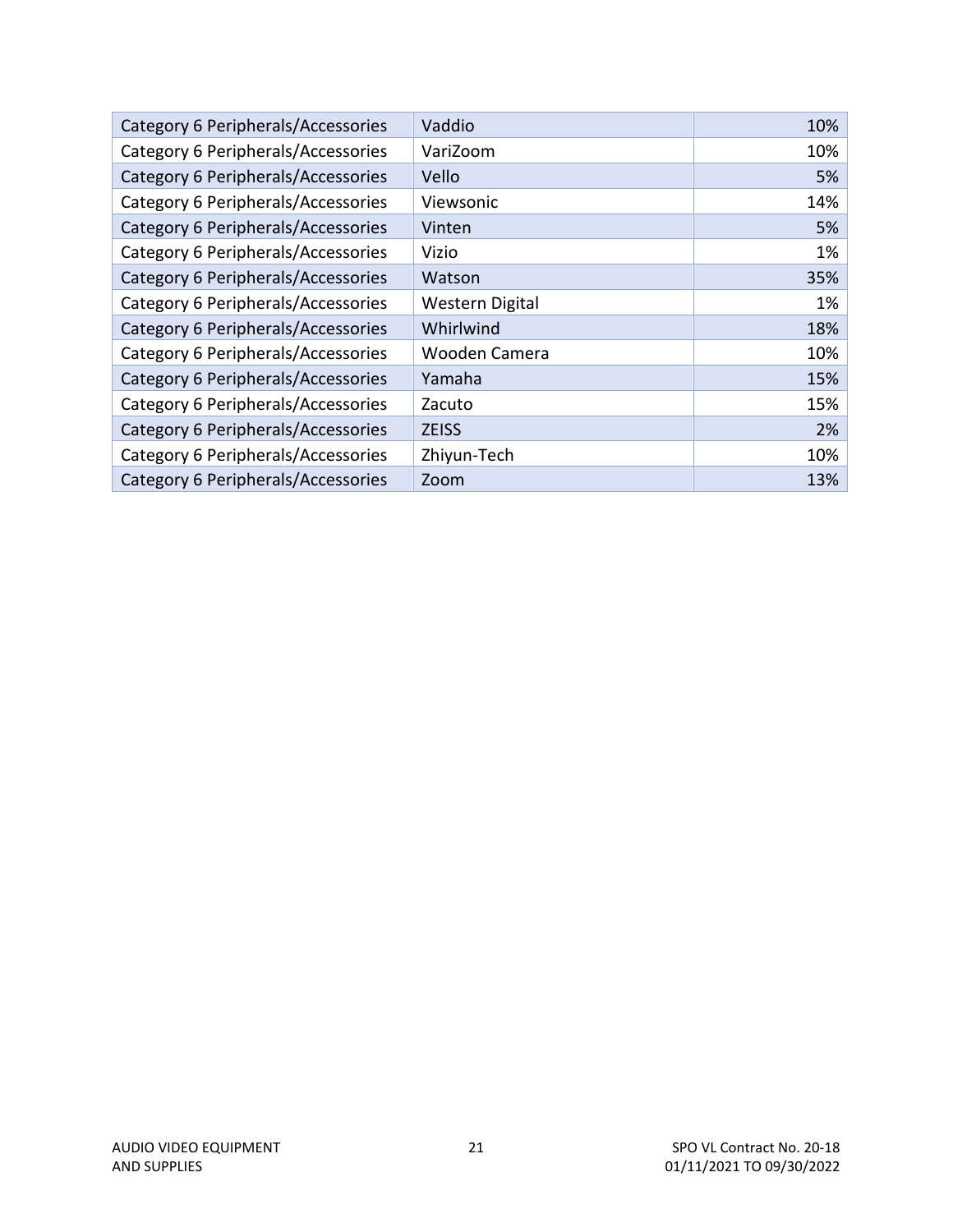| | | |
|---|---|---|
| Category 6 Peripherals/Accessories | Vaddio | 10% |
| Category 6 Peripherals/Accessories | VariZoom | 10% |
| Category 6 Peripherals/Accessories | Vello | 5% |
| Category 6 Peripherals/Accessories | Viewsonic | 14% |
| Category 6 Peripherals/Accessories | Vinten | 5% |
| Category 6 Peripherals/Accessories | Vizio | 1% |
| Category 6 Peripherals/Accessories | Watson | 35% |
| Category 6 Peripherals/Accessories | Western Digital | 1% |
| Category 6 Peripherals/Accessories | Whirlwind | 18% |
| Category 6 Peripherals/Accessories | Wooden Camera | 10% |
| Category 6 Peripherals/Accessories | Yamaha | 15% |
| Category 6 Peripherals/Accessories | Zacuto | 15% |
| Category 6 Peripherals/Accessories | ZEISS | 2% |
| Category 6 Peripherals/Accessories | Zhiyun-Tech | 10% |
| Category 6 Peripherals/Accessories | Zoom | 13% |